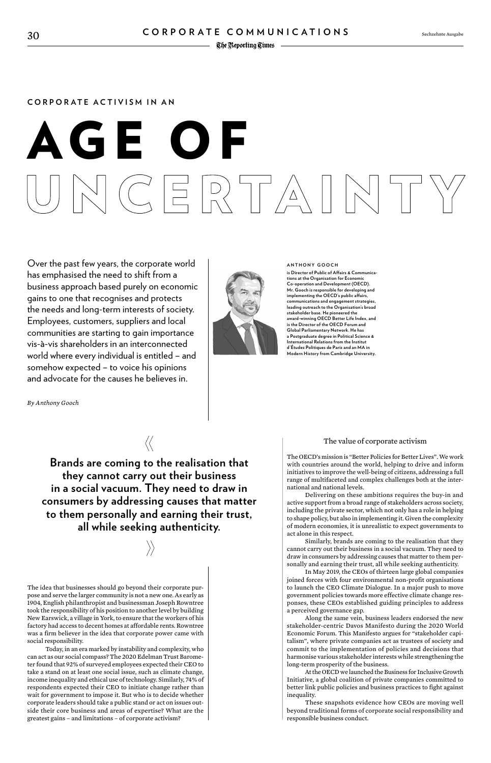CORPORATE ACTIVISM IN AN

# AGE OF UNCERTAINTY

Over the past few years, the corporate world has emphasised the need to shift from a business approach based purely on economic gains to one that recognises and protects the needs and long-term interests of society. Employees, customers, suppliers and local communities are starting to gain importance vis-à-vis shareholders in an interconnected world where every individual is entitled – and somehow expected – to voice his opinions and advocate for the causes he believes in.

*By Anthony Gooch*

**ANTHONY GOOCH**

**is Director of Public of Affairs & Communications at the Organisation for Economic Co-operation and Development (OECD). Mr. Gooch is responsible for developing and implementing the OECD's public affairs, communications and engagement strategies, leading outreach to the Organisation's broad stakeholder base. He pioneered the award-winning OECD Better Life Index, and is the Director of the OECD Forum and Global Parliamentary Network. He has a Postgraduate degree in Political Science & International Relations from the Institut d'Études Politiques de Paris and an MA in Modern History from Cambridge University.**

> **Brands are coming to the realisation that they cannot carry out their business in a social vacuum. They need to draw in consumers by addressing causes that matter to them personally and earning their trust, all while seeking authenticity.**

The idea that businesses should go beyond their corporate purpose and serve the larger community is not a new one. As early as 1904, English philanthropist and businessman Joseph Rowntree took the responsibility of his position to another level by building New Earswick, a village in York, to ensure that the workers of his factory had access to decent homes at affordable rents. Rowntree was a firm believer in the idea that corporate power came with social responsibility.

Today, in an era marked by instability and complexity, who can act as our social compass? The 2020 Edelman Trust Barometer found that 92% of surveyed employees expected their CEO to take a stand on at least one social issue, such as climate change, income inequality and ethical use of technology. Similarly, 74% of respondents expected their CEO to initiate change rather than wait for government to impose it. But who is to decide whether corporate leaders should take a public stand or act on issues outside their core business and areas of expertise? What are the greatest gains – and limitations – of corporate activism?

## The value of corporate activism

The OECD's mission is "Better Policies for Better Lives". We work with countries around the world, helping to drive and inform initiatives to improve the well-being of citizens, addressing a full range of multifaceted and complex challenges both at the international and national levels.

Delivering on these ambitions requires the buy-in and active support from a broad range of stakeholders across society, including the private sector, which not only has a role in helping to shape policy, but also in implementing it. Given the complexity of modern economies, it is unrealistic to expect governments to act alone in this respect.

Similarly, brands are coming to the realisation that they cannot carry out their business in a social vacuum. They need to draw in consumers by addressing causes that matter to them personally and earning their trust, all while seeking authenticity.

In May 2019, the CEOs of thirteen large global companies joined forces with four environmental non-profit organisations to launch the CEO Climate Dialogue. In a major push to move government policies towards more effective climate change responses, these CEOs established guiding principles to address a perceived governance gap.

Along the same vein, business leaders endorsed the new stakeholder-centric Davos Manifesto during the 2020 World Economic Forum. This Manifesto argues for "stakeholder capitalism", where private companies act as trustees of society and commit to the implementation of policies and decisions that harmonise various stakeholder interests while strengthening the long-term prosperity of the business.

At the OECD we launched the Business for Inclusive Growth Initiative, a global coalition of private companies committed to better link public policies and business practices to fight against inequality.

These snapshots evidence how CEOs are moving well beyond traditional forms of corporate social responsibility and responsible business conduct.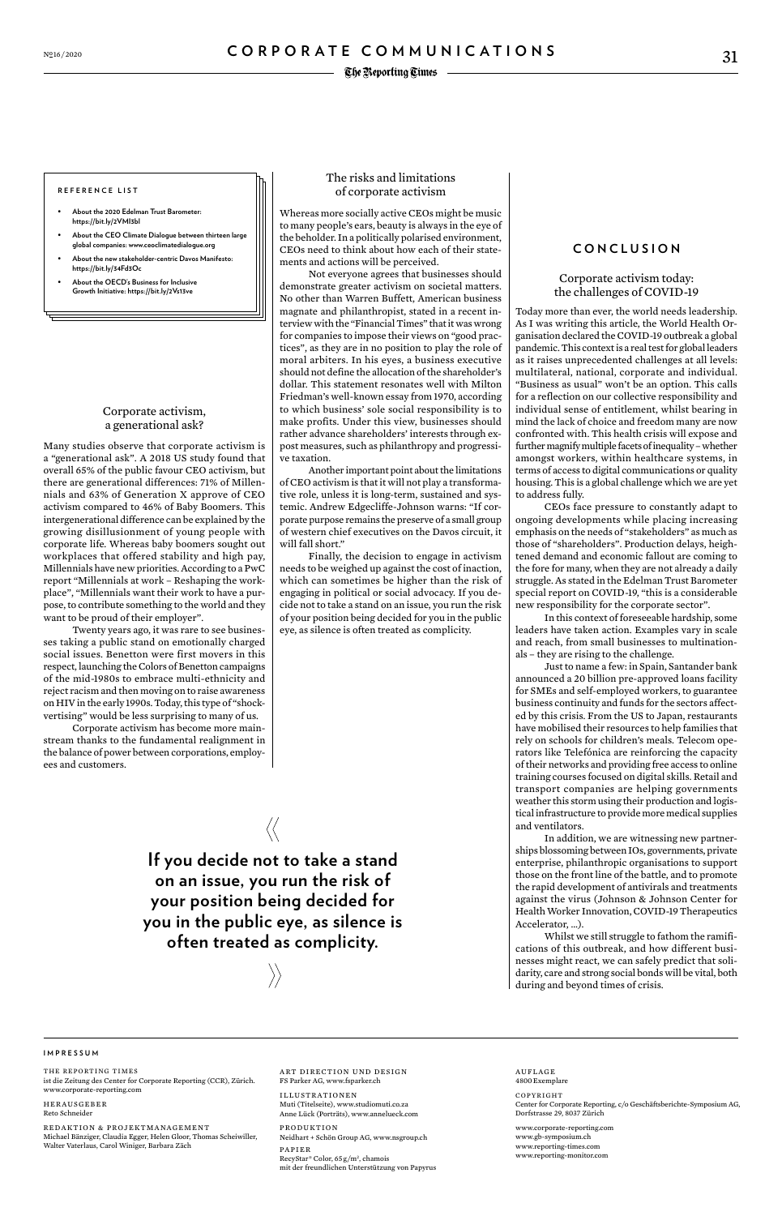#### REFERENCE LIST

- **About the 2020 Edelman Trust Barometer: https://bit.ly/2VMl3bl**
- **About the CEO Climate Dialogue between thirteen large global companies: www.ceoclimatedialogue.org**
- **About the new stakeholder-centric Davos Manifesto: https://bit.ly/34Fd3Oc**
- **About the OECD's Business for Inclusive Growth Initiative: https://bit.ly/2Vs13ve**

### Corporate activism, a generational ask?

Many studies observe that corporate activism is a "generational ask". A 2018 US study found that overall 65% of the public favour CEO activism, but there are generational differences: 71% of Millennials and 63% of Generation X approve of CEO activism compared to 46% of Baby Boomers. This intergenerational difference can be explained by the growing disillusionment of young people with corporate life. Whereas baby boomers sought out workplaces that offered stability and high pay, Millennials have new priorities. According to a PwC report "Millennials at work – Reshaping the workplace", "Millennials want their work to have a purpose, to contribute something to the world and they want to be proud of their employer".

Twenty years ago, it was rare to see businesses taking a public stand on emotionally charged social issues. Benetton were first movers in this respect, launching the Colors of Benetton campaigns of the mid-1980s to embrace multi-ethnicity and reject racism and then moving on to raise awareness on HIV in the early 1990s. Today, this type of "shockvertising" would be less surprising to many of us.

Corporate activism has become more mainstream thanks to the fundamental realignment in the balance of power between corporations, employees and customers.

### The risks and limitations of corporate activism

Whereas more socially active CEOs might be music to many people's ears, beauty is always in the eye of the beholder. In a politically polarised environment, CEOs need to think about how each of their statements and actions will be perceived.

Not everyone agrees that businesses should demonstrate greater activism on societal matters. No other than Warren Buffett, American business magnate and philanthropist, stated in a recent interview with the "Financial Times" that it was wrong for companies to impose their views on "good practices", as they are in no position to play the role of moral arbiters. In his eyes, a business executive should not define the allocation of the shareholder's dollar. This statement resonates well with Milton Friedman's well-known essay from 1970, according to which business' sole social responsibility is to make profits. Under this view, businesses should rather advance shareholders' interests through expost measures, such as philanthropy and progressive taxation.

Another important point about the limitations of CEO activism is that it will not play a transformative role, unless it is long-term, sustained and systemic. Andrew Edgecliffe-Johnson warns: "If corporate purpose remains the preserve of a small group of western chief executives on the Davos circuit, it will fall short."

Finally, the decision to engage in activism needs to be weighed up against the cost of inaction, which can sometimes be higher than the risk of engaging in political or social advocacy. If you decide not to take a stand on an issue, you run the risk of your position being decided for you in the public eye, as silence is often treated as complicity.

> **If you decide not to take a stand on an issue, you run the risk of your position being decided for you in the public eye, as silence is often treated as complicity.**

## CONCLUSION

### Corporate activism today: the challenges of COVID-19

Today more than ever, the world needs leadership. As I was writing this article, the World Health Organisation declared the COVID-19 outbreak a global pandemic. This context is a real test for global leaders as it raises unprecedented challenges at all levels: multilateral, national, corporate and individual. "Business as usual" won't be an option. This calls for a reflection on our collective responsibility and individual sense of entitlement, whilst bearing in mind the lack of choice and freedom many are now confronted with. This health crisis will expose and further magnify multiple facets of inequality – whether amongst workers, within healthcare systems, in terms of access to digital communications or quality housing. This is a global challenge which we are yet to address fully.

CEOs face pressure to constantly adapt to ongoing developments while placing increasing emphasis on the needs of "stakeholders" as much as those of "shareholders". Production delays, heightened demand and economic fallout are coming to the fore for many, when they are not already a daily struggle. As stated in the Edelman Trust Barometer special report on COVID-19, "this is a considerable new responsibility for the corporate sector".

In this context of foreseeable hardship, some leaders have taken action. Examples vary in scale and reach, from small businesses to multinationals – they are rising to the challenge.

Just to name a few: in Spain, Santander bank announced a 20 billion pre-approved loans facility for SMEs and self-employed workers, to guarantee business continuity and funds for the sectors affected by this crisis. From the US to Japan, restaurants have mobilised their resources to help families that rely on schools for children's meals. Telecom operators like Telefónica are reinforcing the capacity of their networks and providing free access to online training courses focused on digital skills. Retail and transport companies are helping governments weather this storm using their production and logistical infrastructure to provide more medical supplies and ventilators.

In addition, we are witnessing new partnerships blossoming between IOs, governments, private enterprise, philanthropic organisations to support those on the front line of the battle, and to promote the rapid development of antivirals and treatments against the virus (Johnson & Johnson Center for Health Worker Innovation, COVID-19 Therapeutics Accelerator, …).

Whilst we still struggle to fathom the ramifications of this outbreak, and how different businesses might react, we can safely predict that solidarity, care and strong social bonds will be vital, both during and beyond times of crisis.

---

#### IMPRESSUM

THE REPORTING TIMES
ist die Zeitung des Center for Corporate Reporting (CCR), Zürich.
www.corporate-reporting.com

HERAUSGEBER
Reto Schneider

REDAKTION & PROJEKTMANAGEMENT
Michael Bänziger, Claudia Egger, Helen Gloor, Thomas Scheiwiller, Walter Vaterlaus, Carol Winiger, Barbara Zäch

ART DIRECTION UND DESIGN
FS Parker AG, www.fsparker.ch

ILLUSTRATIONEN
Muti (Titelseite), www.studiomuti.co.za
Anne Lück (Porträts), www.annelueck.com

PRODUKTION
Neidhart + Schön Group AG, www.nsgroup.ch

PAPIER
RecyStar® Color, 65 g/m², chamois
mit der freundlichen Unterstützung von Papyrus

AUFLAGE
4800 Exemplare

COPYRIGHT
Center for Corporate Reporting, c/o Geschäftsberichte-Symposium AG, Dorfstrasse 29, 8037 Zürich

www.corporate-reporting.com
www.gb-symposium.ch
www.reporting-times.com
www.reporting-monitor.com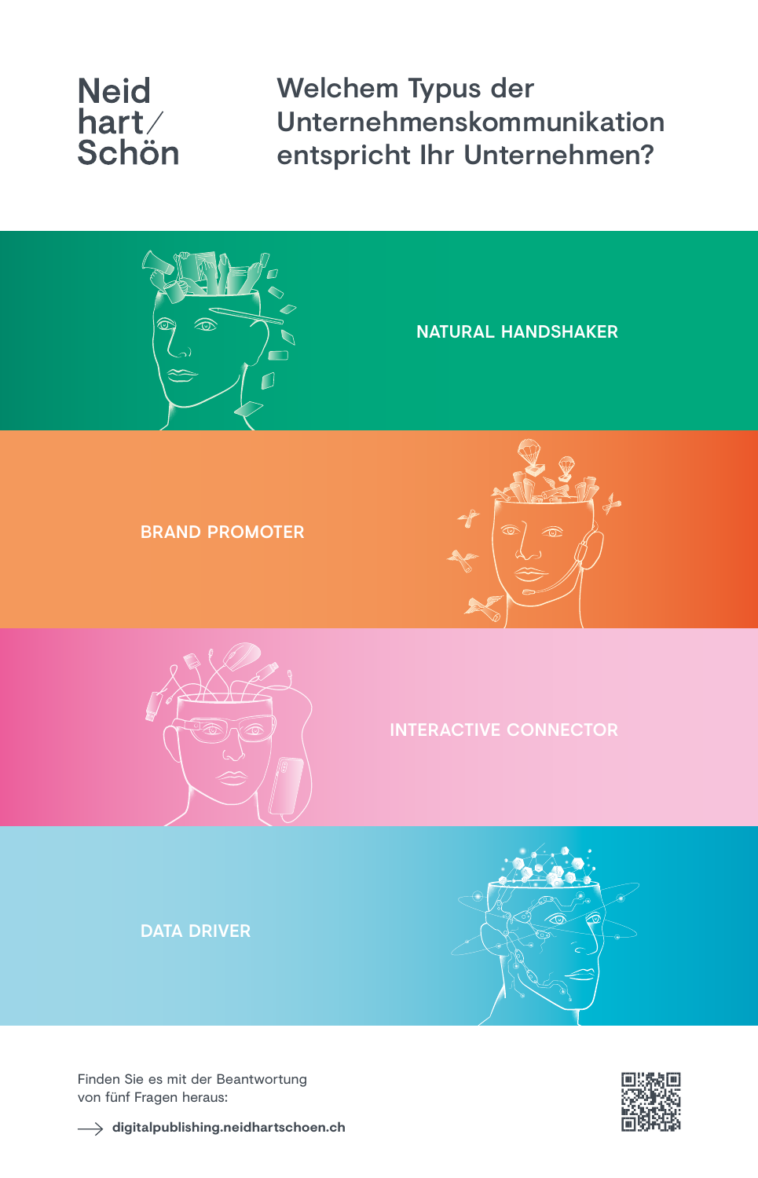Neid
hart/
Schön

# Welchem Typus der Unternehmenskommunikation entspricht Ihr Unternehmen?

NATURAL HANDSHAKER

BRAND PROMOTER

INTERACTIVE CONNECTOR

DATA DRIVER

Finden Sie es mit der Beantwortung
von fünf Fragen heraus:

⟶ **digitalpublishing.neidhartschoen.ch**